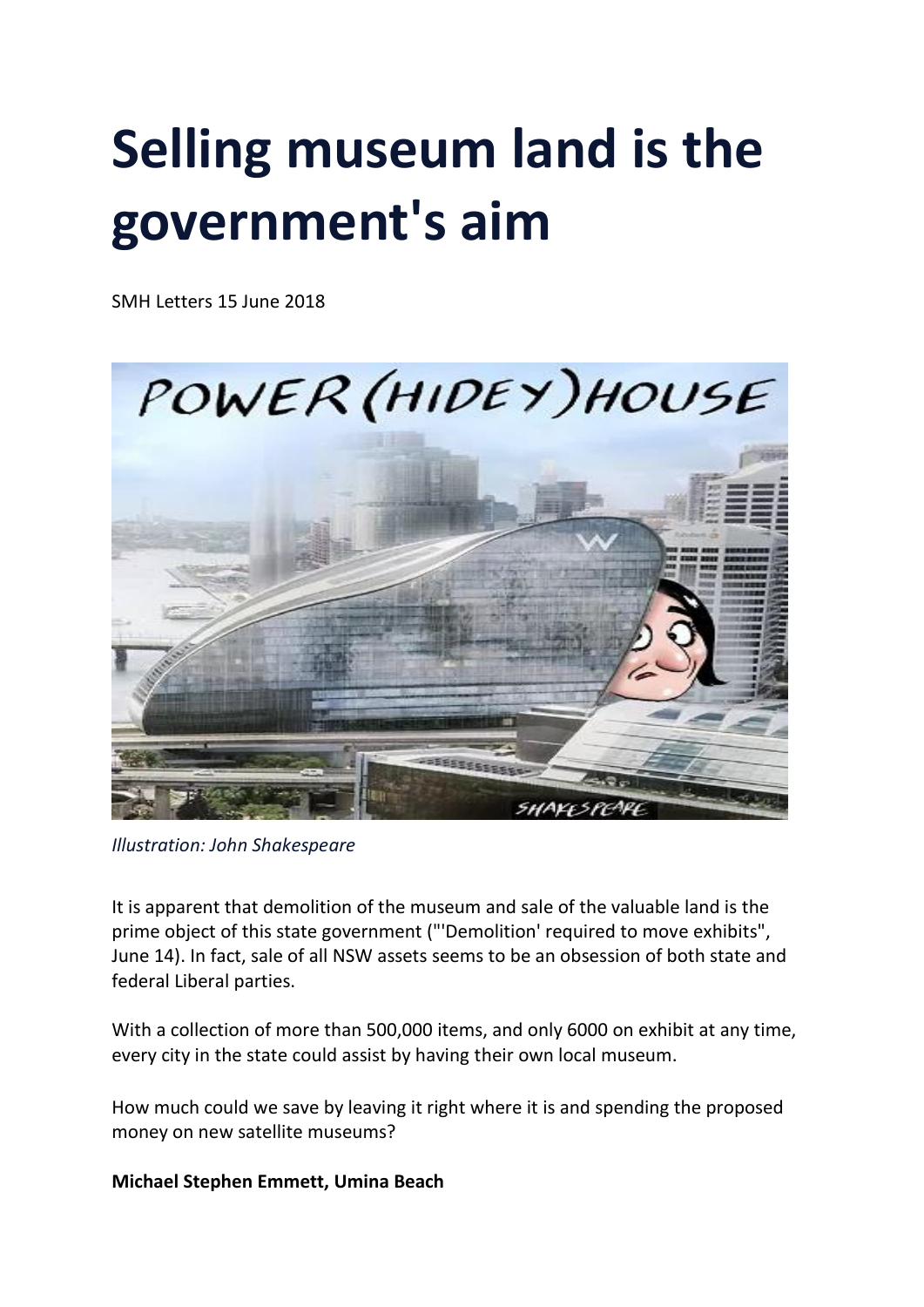# Selling museum land is the government's aim

SMH Letters 15 June 2018

*Illustration: John Shakespeare*

It is apparent that demolition of the museum and sale of the valuable land is the prime object of this state government ("'Demolition' required to move exhibits", June 14). In fact, sale of all NSW assets seems to be an obsession of both state and federal Liberal parties.

With a collection of more than 500,000 items, and only 6000 on exhibit at any time, every city in the state could assist by having their own local museum.

How much could we save by leaving it right where it is and spending the proposed money on new satellite museums?

**Michael Stephen Emmett, Umina Beach**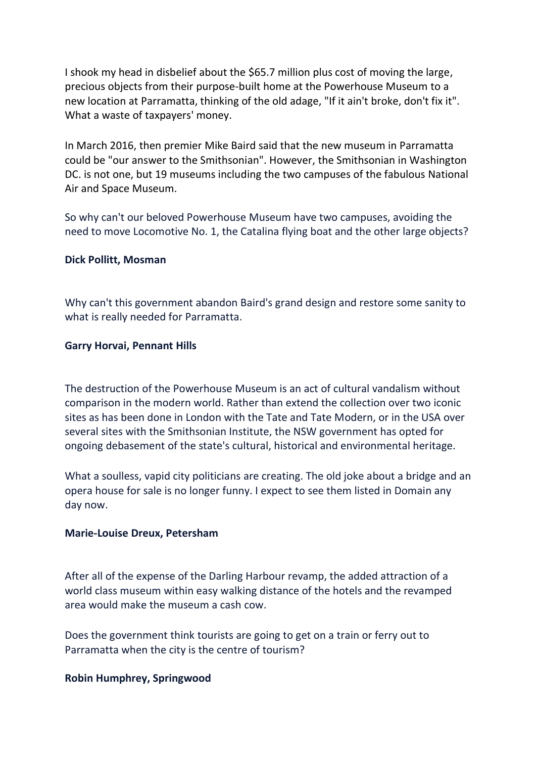I shook my head in disbelief about the $65.7 million plus cost of moving the large, precious objects from their purpose-built home at the Powerhouse Museum to a new location at Parramatta, thinking of the old adage, "If it ain't broke, don't fix it". What a waste of taxpayers' money.

In March 2016, then premier Mike Baird said that the new museum in Parramatta could be "our answer to the Smithsonian". However, the Smithsonian in Washington DC. is not one, but 19 museums including the two campuses of the fabulous National Air and Space Museum.

So why can't our beloved Powerhouse Museum have two campuses, avoiding the need to move Locomotive No. 1, the Catalina flying boat and the other large objects?

**Dick Pollitt, Mosman**

Why can't this government abandon Baird's grand design and restore some sanity to what is really needed for Parramatta.

**Garry Horvai, Pennant Hills**

The destruction of the Powerhouse Museum is an act of cultural vandalism without comparison in the modern world. Rather than extend the collection over two iconic sites as has been done in London with the Tate and Tate Modern, or in the USA over several sites with the Smithsonian Institute, the NSW government has opted for ongoing debasement of the state's cultural, historical and environmental heritage.

What a soulless, vapid city politicians are creating. The old joke about a bridge and an opera house for sale is no longer funny. I expect to see them listed in Domain any day now.

**Marie-Louise Dreux, Petersham**

After all of the expense of the Darling Harbour revamp, the added attraction of a world class museum within easy walking distance of the hotels and the revamped area would make the museum a cash cow.

Does the government think tourists are going to get on a train or ferry out to Parramatta when the city is the centre of tourism?

**Robin Humphrey, Springwood**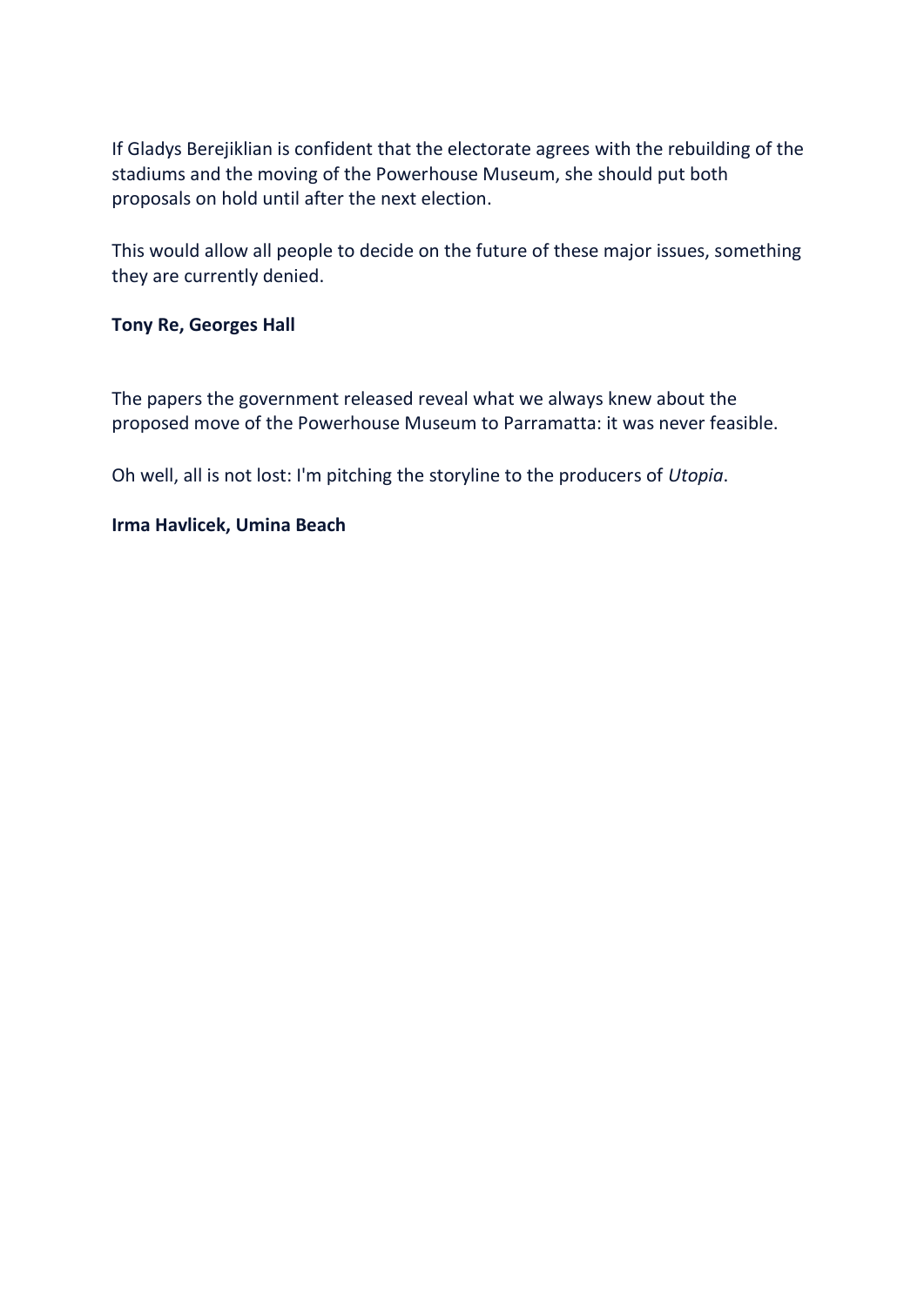If Gladys Berejiklian is confident that the electorate agrees with the rebuilding of the stadiums and the moving of the Powerhouse Museum, she should put both proposals on hold until after the next election.

This would allow all people to decide on the future of these major issues, something they are currently denied.

**Tony Re, Georges Hall**

The papers the government released reveal what we always knew about the proposed move of the Powerhouse Museum to Parramatta: it was never feasible.

Oh well, all is not lost: I'm pitching the storyline to the producers of *Utopia*.

**Irma Havlicek, Umina Beach**